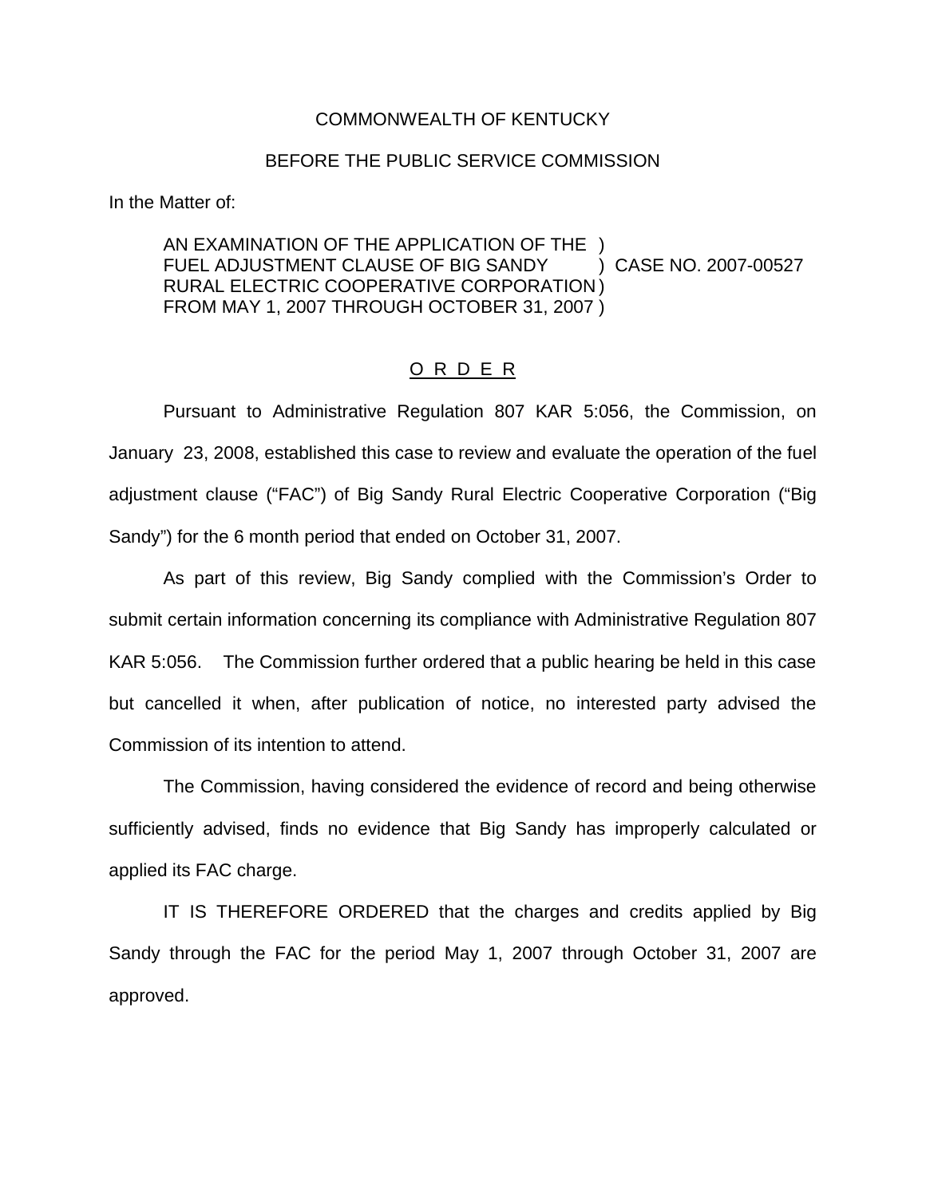COMMONWEALTH OF KENTUCKY

BEFORE THE PUBLIC SERVICE COMMISSION

In the Matter of:

AN EXAMINATION OF THE APPLICATION OF THE )
FUEL ADJUSTMENT CLAUSE OF BIG SANDY ) CASE NO. 2007-00527
RURAL ELECTRIC COOPERATIVE CORPORATION )
FROM MAY 1, 2007 THROUGH OCTOBER 31, 2007 )

O R D E R

Pursuant to Administrative Regulation 807 KAR 5:056, the Commission, on January 23, 2008, established this case to review and evaluate the operation of the fuel adjustment clause ("FAC") of Big Sandy Rural Electric Cooperative Corporation ("Big Sandy") for the 6 month period that ended on October 31, 2007.

As part of this review, Big Sandy complied with the Commission's Order to submit certain information concerning its compliance with Administrative Regulation 807 KAR 5:056. The Commission further ordered that a public hearing be held in this case but cancelled it when, after publication of notice, no interested party advised the Commission of its intention to attend.

The Commission, having considered the evidence of record and being otherwise sufficiently advised, finds no evidence that Big Sandy has improperly calculated or applied its FAC charge.

IT IS THEREFORE ORDERED that the charges and credits applied by Big Sandy through the FAC for the period May 1, 2007 through October 31, 2007 are approved.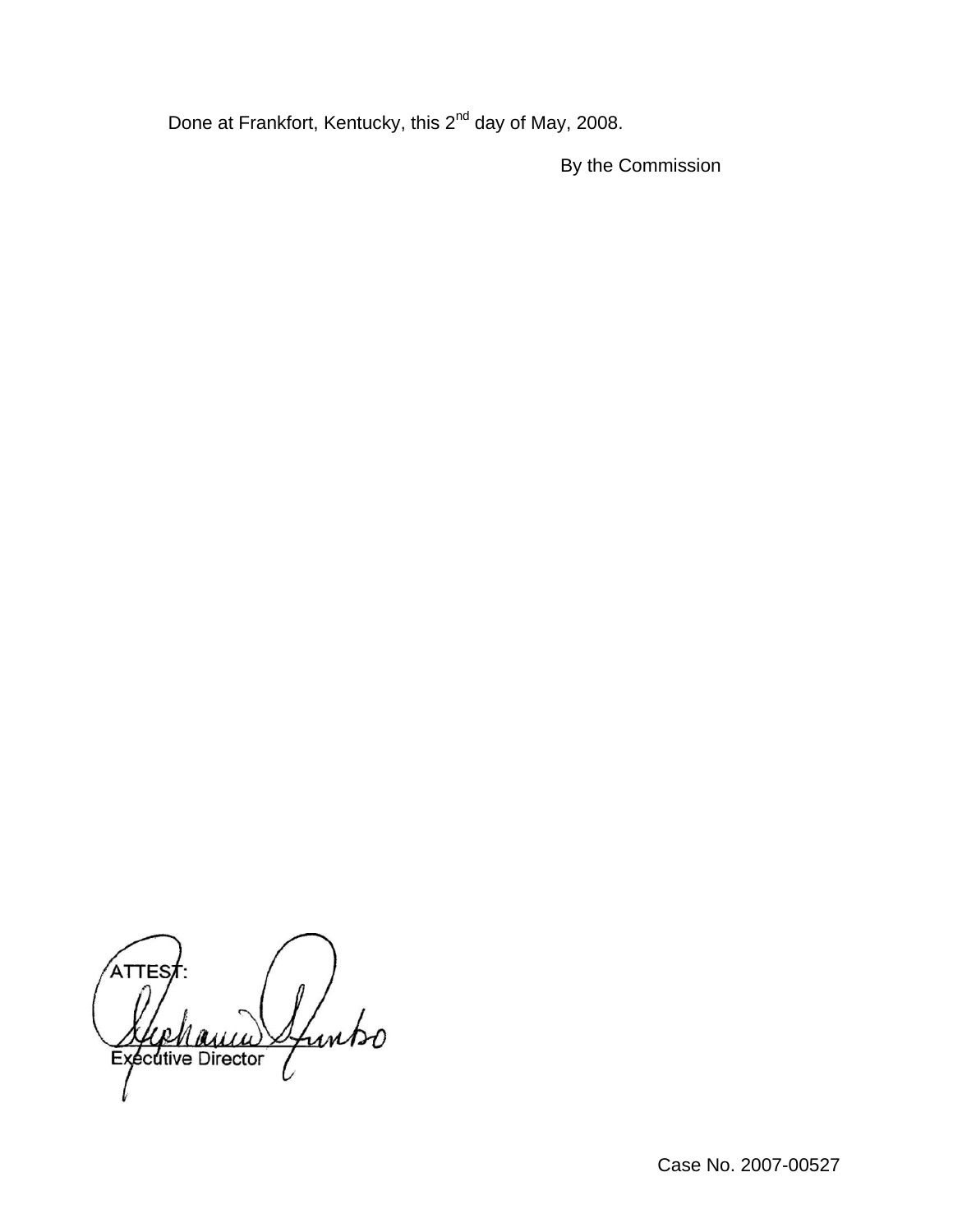Done at Frankfort, Kentucky, this 2nd day of May, 2008.

By the Commission

ATTEST:

Executive Director

Case No. 2007-00527